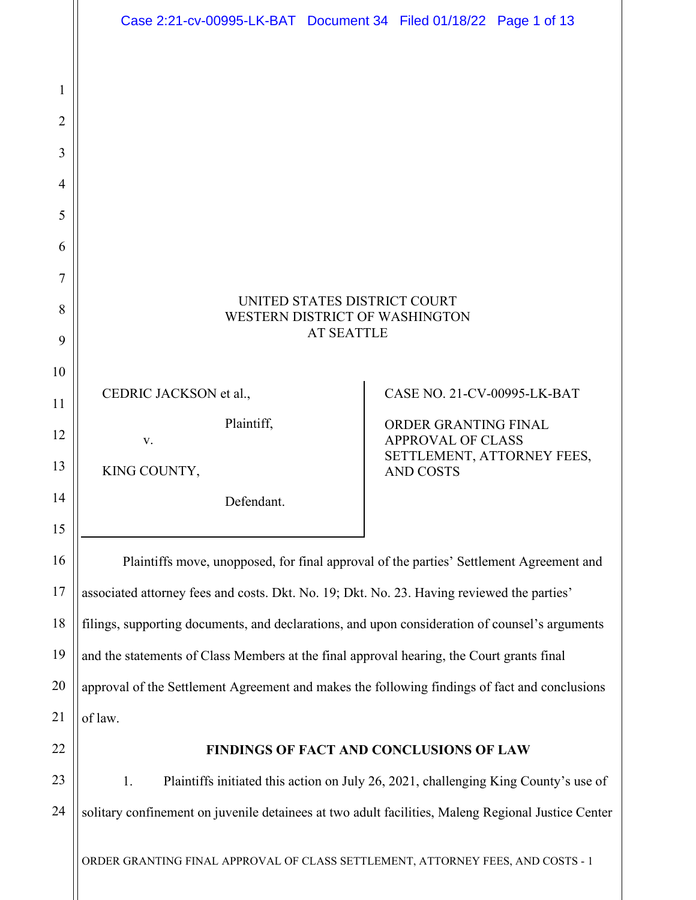UNITED STATES DISTRICT COURT
WESTERN DISTRICT OF WASHINGTON
AT SEATTLE

| | |
|---|---|
| CEDRIC JACKSON et al., Plaintiff, v. KING COUNTY, Defendant. | CASE NO. 21-CV-00995-LK-BAT ORDER GRANTING FINAL APPROVAL OF CLASS SETTLEMENT, ATTORNEY FEES, AND COSTS |

Plaintiffs move, unopposed, for final approval of the parties' Settlement Agreement and associated attorney fees and costs. Dkt. No. 19; Dkt. No. 23. Having reviewed the parties' filings, supporting documents, and declarations, and upon consideration of counsel's arguments and the statements of Class Members at the final approval hearing, the Court grants final approval of the Settlement Agreement and makes the following findings of fact and conclusions of law.

## FINDINGS OF FACT AND CONCLUSIONS OF LAW

1. Plaintiffs initiated this action on July 26, 2021, challenging King County's use of solitary confinement on juvenile detainees at two adult facilities, Maleng Regional Justice Center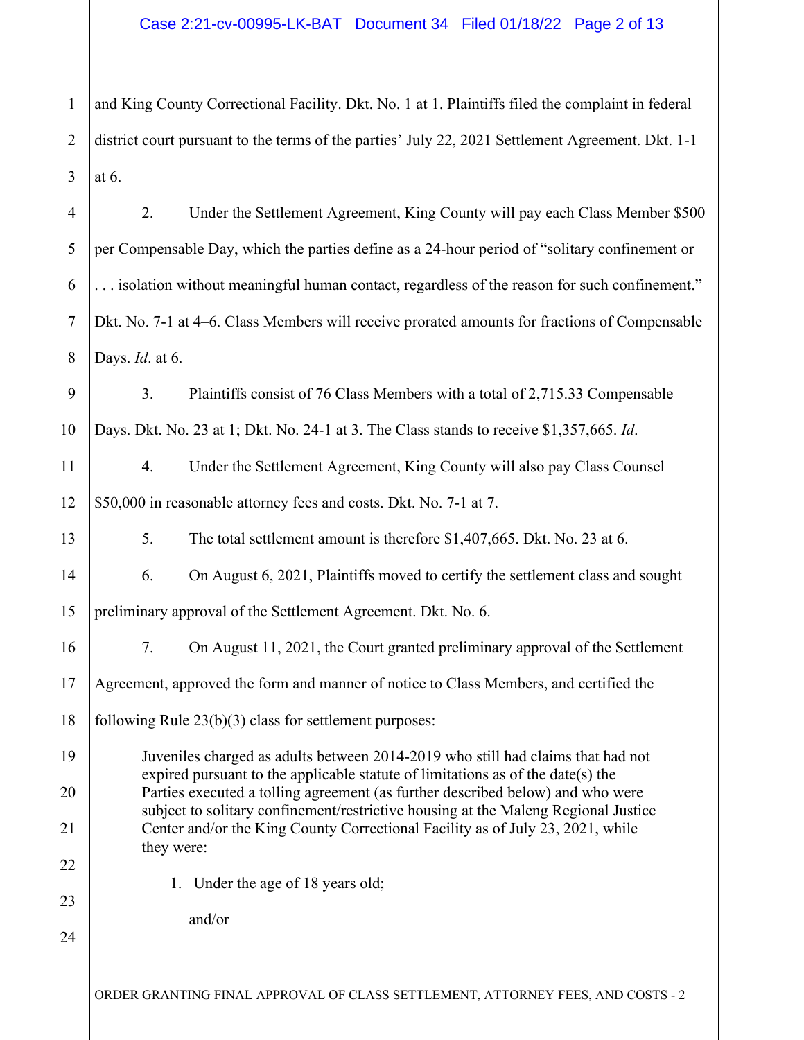and King County Correctional Facility. Dkt. No. 1 at 1. Plaintiffs filed the complaint in federal district court pursuant to the terms of the parties' July 22, 2021 Settlement Agreement. Dkt. 1-1 at 6.

2. Under the Settlement Agreement, King County will pay each Class Member $500 per Compensable Day, which the parties define as a 24-hour period of "solitary confinement or . . . isolation without meaningful human contact, regardless of the reason for such confinement." Dkt. No. 7-1 at 4–6. Class Members will receive prorated amounts for fractions of Compensable Days. *Id*. at 6.

3. Plaintiffs consist of 76 Class Members with a total of 2,715.33 Compensable Days. Dkt. No. 23 at 1; Dkt. No. 24-1 at 3. The Class stands to receive $1,357,665. *Id*.

4. Under the Settlement Agreement, King County will also pay Class Counsel $50,000 in reasonable attorney fees and costs. Dkt. No. 7-1 at 7.

5. The total settlement amount is therefore $1,407,665. Dkt. No. 23 at 6.

6. On August 6, 2021, Plaintiffs moved to certify the settlement class and sought preliminary approval of the Settlement Agreement. Dkt. No. 6.

7. On August 11, 2021, the Court granted preliminary approval of the Settlement Agreement, approved the form and manner of notice to Class Members, and certified the following Rule 23(b)(3) class for settlement purposes:

> Juveniles charged as adults between 2014-2019 who still had claims that had not expired pursuant to the applicable statute of limitations as of the date(s) the Parties executed a tolling agreement (as further described below) and who were subject to solitary confinement/restrictive housing at the Maleng Regional Justice Center and/or the King County Correctional Facility as of July 23, 2021, while they were:
>
> 1. Under the age of 18 years old;
>
> and/or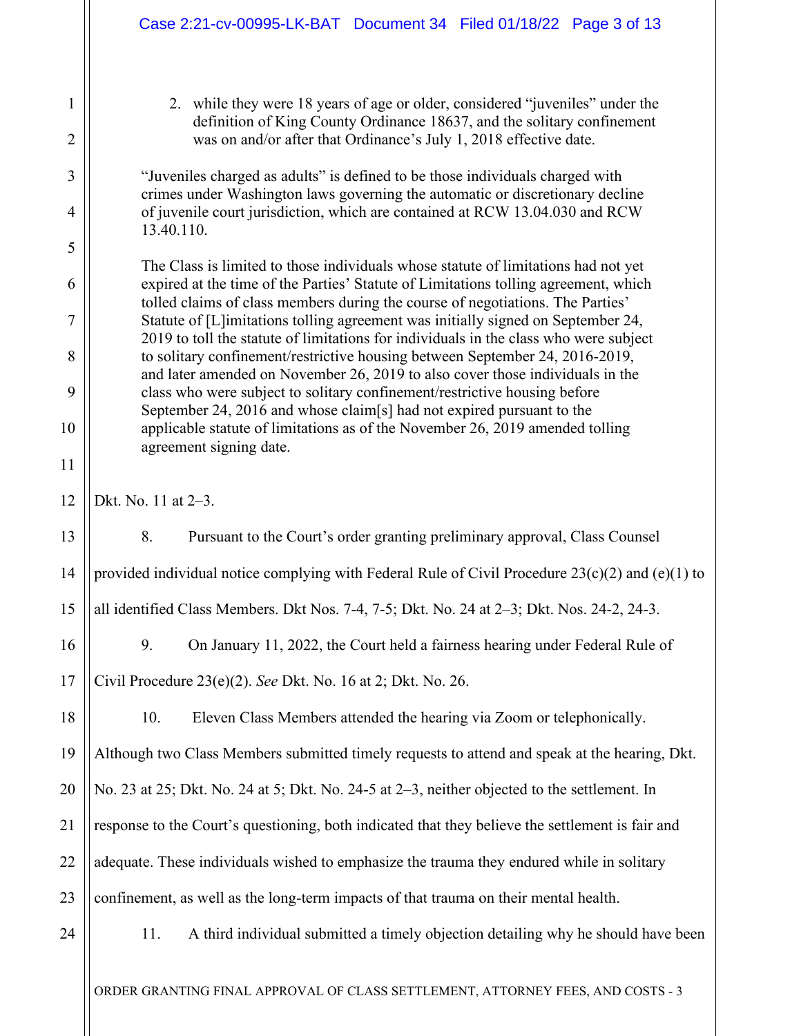2. while they were 18 years of age or older, considered "juveniles" under the definition of King County Ordinance 18637, and the solitary confinement was on and/or after that Ordinance's July 1, 2018 effective date.

> "Juveniles charged as adults" is defined to be those individuals charged with crimes under Washington laws governing the automatic or discretionary decline of juvenile court jurisdiction, which are contained at RCW 13.04.030 and RCW 13.40.110.
>
> The Class is limited to those individuals whose statute of limitations had not yet expired at the time of the Parties' Statute of Limitations tolling agreement, which tolled claims of class members during the course of negotiations. The Parties' Statute of [L]imitations tolling agreement was initially signed on September 24, 2019 to toll the statute of limitations for individuals in the class who were subject to solitary confinement/restrictive housing between September 24, 2016-2019, and later amended on November 26, 2019 to also cover those individuals in the class who were subject to solitary confinement/restrictive housing before September 24, 2016 and whose claim[s] had not expired pursuant to the applicable statute of limitations as of the November 26, 2019 amended tolling agreement signing date.

Dkt. No. 11 at 2–3.

8. Pursuant to the Court's order granting preliminary approval, Class Counsel provided individual notice complying with Federal Rule of Civil Procedure 23(c)(2) and (e)(1) to all identified Class Members. Dkt Nos. 7-4, 7-5; Dkt. No. 24 at 2–3; Dkt. Nos. 24-2, 24-3.

9. On January 11, 2022, the Court held a fairness hearing under Federal Rule of Civil Procedure 23(e)(2). *See* Dkt. No. 16 at 2; Dkt. No. 26.

10. Eleven Class Members attended the hearing via Zoom or telephonically. Although two Class Members submitted timely requests to attend and speak at the hearing, Dkt. No. 23 at 25; Dkt. No. 24 at 5; Dkt. No. 24-5 at 2–3, neither objected to the settlement. In response to the Court's questioning, both indicated that they believe the settlement is fair and adequate. These individuals wished to emphasize the trauma they endured while in solitary confinement, as well as the long-term impacts of that trauma on their mental health.

11. A third individual submitted a timely objection detailing why he should have been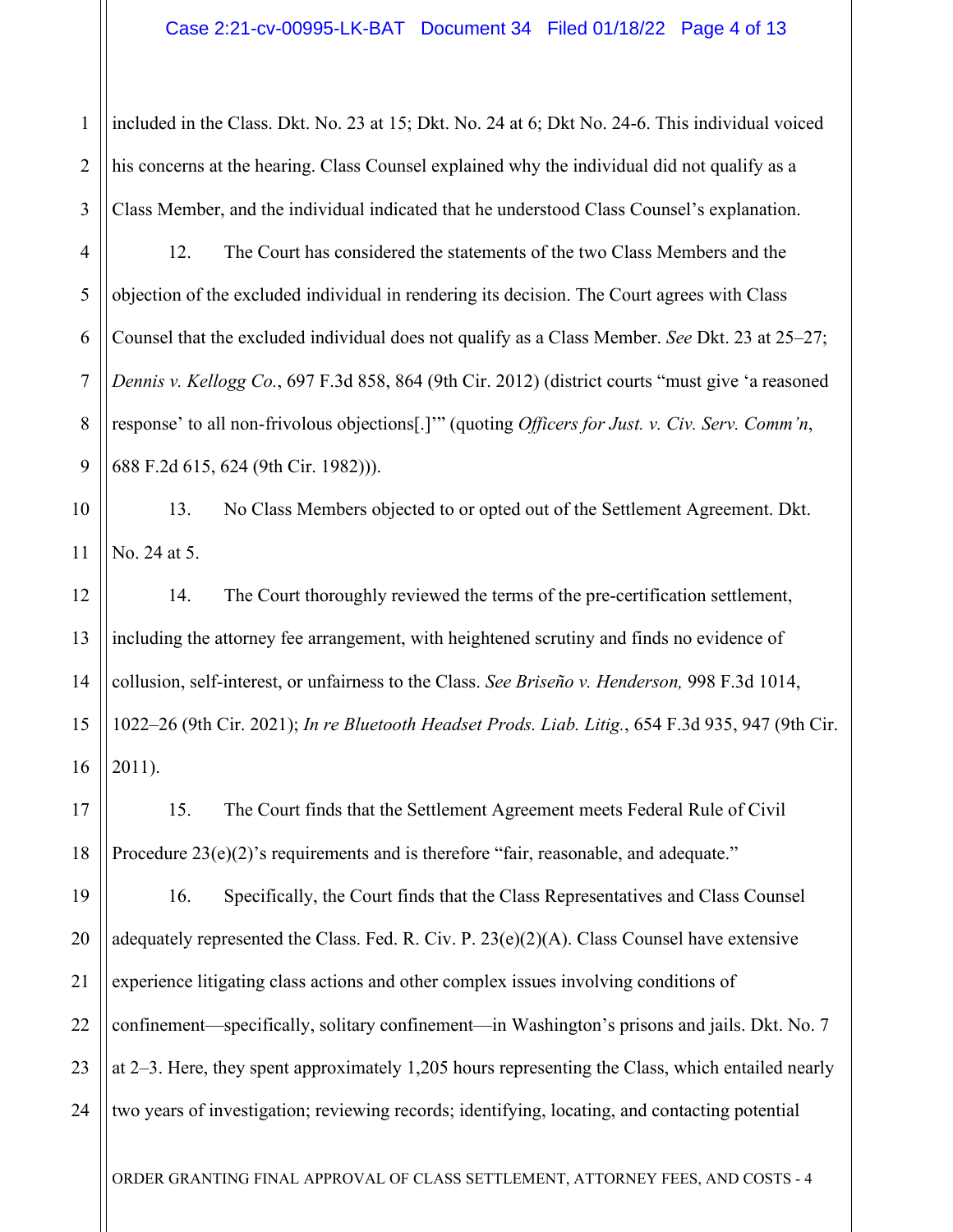included in the Class. Dkt. No. 23 at 15; Dkt. No. 24 at 6; Dkt No. 24-6. This individual voiced his concerns at the hearing. Class Counsel explained why the individual did not qualify as a Class Member, and the individual indicated that he understood Class Counsel's explanation.

12. The Court has considered the statements of the two Class Members and the objection of the excluded individual in rendering its decision. The Court agrees with Class Counsel that the excluded individual does not qualify as a Class Member. *See* Dkt. 23 at 25–27; *Dennis v. Kellogg Co.*, 697 F.3d 858, 864 (9th Cir. 2012) (district courts "must give 'a reasoned response' to all non-frivolous objections[.]'" (quoting *Officers for Just. v. Civ. Serv. Comm'n*, 688 F.2d 615, 624 (9th Cir. 1982))).

13. No Class Members objected to or opted out of the Settlement Agreement. Dkt. No. 24 at 5.

14. The Court thoroughly reviewed the terms of the pre-certification settlement, including the attorney fee arrangement, with heightened scrutiny and finds no evidence of collusion, self-interest, or unfairness to the Class. *See Briseño v. Henderson,* 998 F.3d 1014, 1022–26 (9th Cir. 2021); *In re Bluetooth Headset Prods. Liab. Litig.*, 654 F.3d 935, 947 (9th Cir. 2011).

15. The Court finds that the Settlement Agreement meets Federal Rule of Civil Procedure 23(e)(2)'s requirements and is therefore "fair, reasonable, and adequate."

16. Specifically, the Court finds that the Class Representatives and Class Counsel adequately represented the Class. Fed. R. Civ. P. 23(e)(2)(A). Class Counsel have extensive experience litigating class actions and other complex issues involving conditions of confinement—specifically, solitary confinement—in Washington's prisons and jails. Dkt. No. 7 at 2–3. Here, they spent approximately 1,205 hours representing the Class, which entailed nearly two years of investigation; reviewing records; identifying, locating, and contacting potential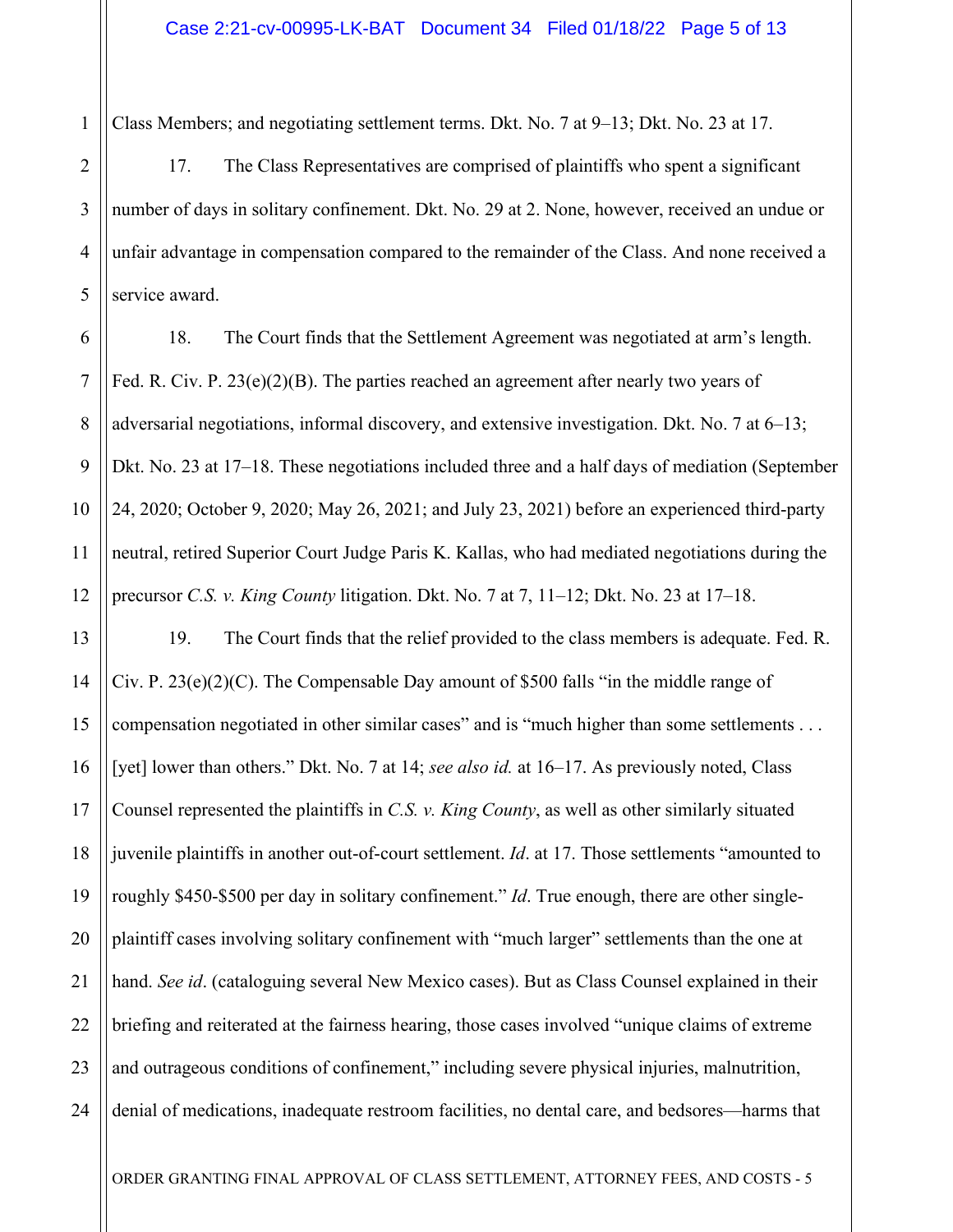Class Members; and negotiating settlement terms. Dkt. No. 7 at 9–13; Dkt. No. 23 at 17.

17. The Class Representatives are comprised of plaintiffs who spent a significant number of days in solitary confinement. Dkt. No. 29 at 2. None, however, received an undue or unfair advantage in compensation compared to the remainder of the Class. And none received a service award.

18. The Court finds that the Settlement Agreement was negotiated at arm's length. Fed. R. Civ. P. 23(e)(2)(B). The parties reached an agreement after nearly two years of adversarial negotiations, informal discovery, and extensive investigation. Dkt. No. 7 at 6–13; Dkt. No. 23 at 17–18. These negotiations included three and a half days of mediation (September 24, 2020; October 9, 2020; May 26, 2021; and July 23, 2021) before an experienced third-party neutral, retired Superior Court Judge Paris K. Kallas, who had mediated negotiations during the precursor *C.S. v. King County* litigation. Dkt. No. 7 at 7, 11–12; Dkt. No. 23 at 17–18.

19. The Court finds that the relief provided to the class members is adequate. Fed. R. Civ. P. 23(e)(2)(C). The Compensable Day amount of $500 falls "in the middle range of compensation negotiated in other similar cases" and is "much higher than some settlements . . . [yet] lower than others." Dkt. No. 7 at 14; *see also id.* at 16–17. As previously noted, Class Counsel represented the plaintiffs in *C.S. v. King County*, as well as other similarly situated juvenile plaintiffs in another out-of-court settlement. *Id*. at 17. Those settlements "amounted to roughly $450-$500 per day in solitary confinement." *Id*. True enough, there are other single-plaintiff cases involving solitary confinement with "much larger" settlements than the one at hand. *See id*. (cataloguing several New Mexico cases). But as Class Counsel explained in their briefing and reiterated at the fairness hearing, those cases involved "unique claims of extreme and outrageous conditions of confinement," including severe physical injuries, malnutrition, denial of medications, inadequate restroom facilities, no dental care, and bedsores—harms that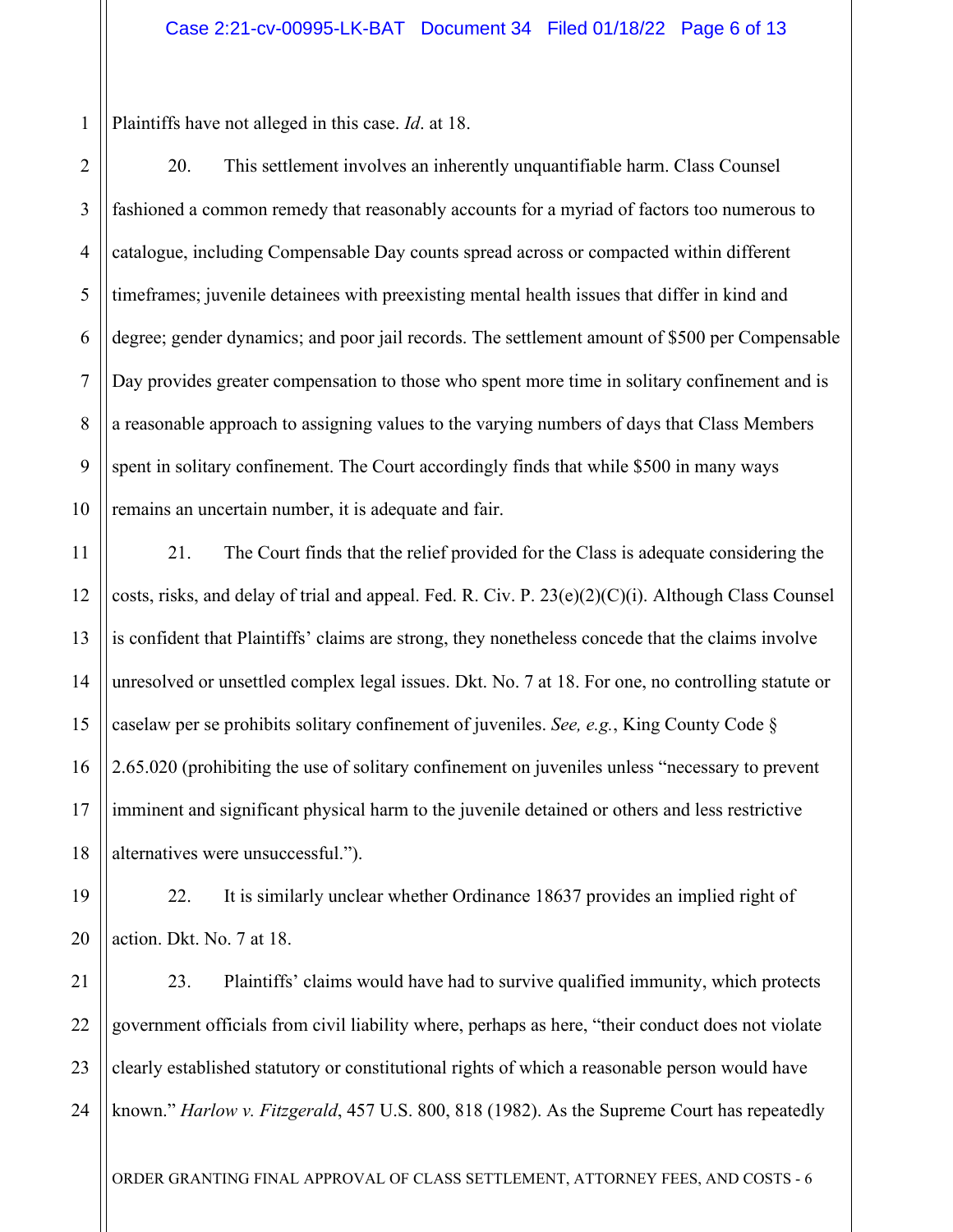Plaintiffs have not alleged in this case. *Id*. at 18.

20. This settlement involves an inherently unquantifiable harm. Class Counsel fashioned a common remedy that reasonably accounts for a myriad of factors too numerous to catalogue, including Compensable Day counts spread across or compacted within different timeframes; juvenile detainees with preexisting mental health issues that differ in kind and degree; gender dynamics; and poor jail records. The settlement amount of $500 per Compensable Day provides greater compensation to those who spent more time in solitary confinement and is a reasonable approach to assigning values to the varying numbers of days that Class Members spent in solitary confinement. The Court accordingly finds that while $500 in many ways remains an uncertain number, it is adequate and fair.

21. The Court finds that the relief provided for the Class is adequate considering the costs, risks, and delay of trial and appeal. Fed. R. Civ. P. 23(e)(2)(C)(i). Although Class Counsel is confident that Plaintiffs' claims are strong, they nonetheless concede that the claims involve unresolved or unsettled complex legal issues. Dkt. No. 7 at 18. For one, no controlling statute or caselaw per se prohibits solitary confinement of juveniles. *See, e.g.*, King County Code § 2.65.020 (prohibiting the use of solitary confinement on juveniles unless "necessary to prevent imminent and significant physical harm to the juvenile detained or others and less restrictive alternatives were unsuccessful.").

22. It is similarly unclear whether Ordinance 18637 provides an implied right of action. Dkt. No. 7 at 18.

23. Plaintiffs' claims would have had to survive qualified immunity, which protects government officials from civil liability where, perhaps as here, "their conduct does not violate clearly established statutory or constitutional rights of which a reasonable person would have known." *Harlow v. Fitzgerald*, 457 U.S. 800, 818 (1982). As the Supreme Court has repeatedly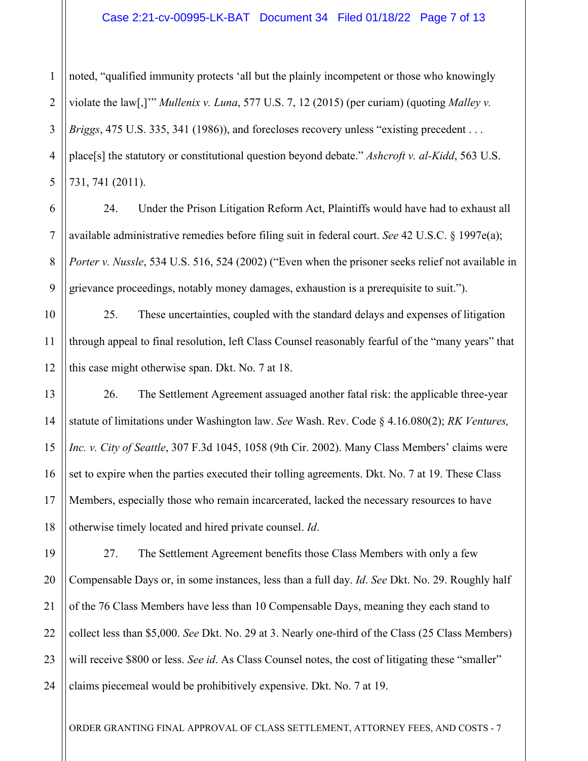noted, "qualified immunity protects 'all but the plainly incompetent or those who knowingly violate the law[,]'" *Mullenix v. Luna*, 577 U.S. 7, 12 (2015) (per curiam) (quoting *Malley v. Briggs*, 475 U.S. 335, 341 (1986)), and forecloses recovery unless "existing precedent . . . place[s] the statutory or constitutional question beyond debate." *Ashcroft v. al-Kidd*, 563 U.S. 731, 741 (2011).

24. Under the Prison Litigation Reform Act, Plaintiffs would have had to exhaust all available administrative remedies before filing suit in federal court. *See* 42 U.S.C. § 1997e(a); *Porter v. Nussle*, 534 U.S. 516, 524 (2002) ("Even when the prisoner seeks relief not available in grievance proceedings, notably money damages, exhaustion is a prerequisite to suit.").

25. These uncertainties, coupled with the standard delays and expenses of litigation through appeal to final resolution, left Class Counsel reasonably fearful of the "many years" that this case might otherwise span. Dkt. No. 7 at 18.

26. The Settlement Agreement assuaged another fatal risk: the applicable three-year statute of limitations under Washington law. *See* Wash. Rev. Code § 4.16.080(2); *RK Ventures, Inc. v. City of Seattle*, 307 F.3d 1045, 1058 (9th Cir. 2002). Many Class Members' claims were set to expire when the parties executed their tolling agreements. Dkt. No. 7 at 19. These Class Members, especially those who remain incarcerated, lacked the necessary resources to have otherwise timely located and hired private counsel. *Id*.

27. The Settlement Agreement benefits those Class Members with only a few Compensable Days or, in some instances, less than a full day. *Id*. *See* Dkt. No. 29. Roughly half of the 76 Class Members have less than 10 Compensable Days, meaning they each stand to collect less than $5,000. *See* Dkt. No. 29 at 3. Nearly one-third of the Class (25 Class Members) will receive $800 or less. *See id*. As Class Counsel notes, the cost of litigating these "smaller" claims piecemeal would be prohibitively expensive. Dkt. No. 7 at 19.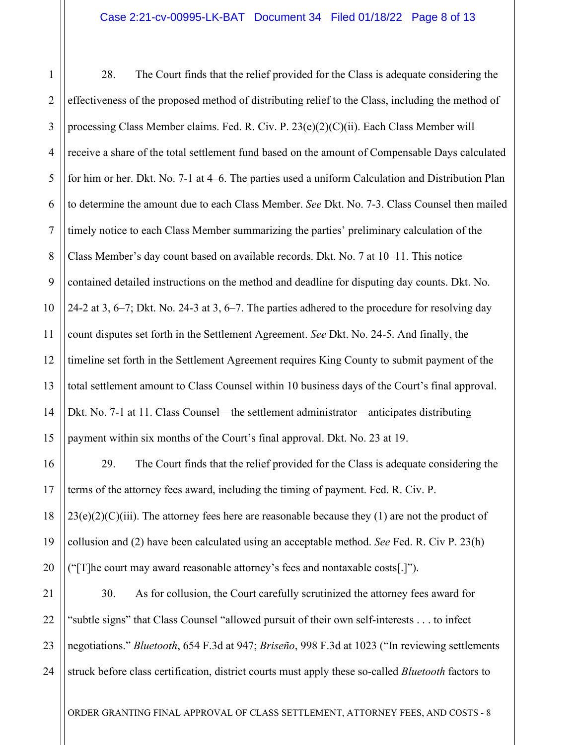28. The Court finds that the relief provided for the Class is adequate considering the effectiveness of the proposed method of distributing relief to the Class, including the method of processing Class Member claims. Fed. R. Civ. P. 23(e)(2)(C)(ii). Each Class Member will receive a share of the total settlement fund based on the amount of Compensable Days calculated for him or her. Dkt. No. 7-1 at 4–6. The parties used a uniform Calculation and Distribution Plan to determine the amount due to each Class Member. *See* Dkt. No. 7-3. Class Counsel then mailed timely notice to each Class Member summarizing the parties' preliminary calculation of the Class Member's day count based on available records. Dkt. No. 7 at 10–11. This notice contained detailed instructions on the method and deadline for disputing day counts. Dkt. No. 24-2 at 3, 6–7; Dkt. No. 24-3 at 3, 6–7. The parties adhered to the procedure for resolving day count disputes set forth in the Settlement Agreement. *See* Dkt. No. 24-5. And finally, the timeline set forth in the Settlement Agreement requires King County to submit payment of the total settlement amount to Class Counsel within 10 business days of the Court's final approval. Dkt. No. 7-1 at 11. Class Counsel—the settlement administrator—anticipates distributing payment within six months of the Court's final approval. Dkt. No. 23 at 19.

29. The Court finds that the relief provided for the Class is adequate considering the terms of the attorney fees award, including the timing of payment. Fed. R. Civ. P. 23(e)(2)(C)(iii). The attorney fees here are reasonable because they (1) are not the product of collusion and (2) have been calculated using an acceptable method. *See* Fed. R. Civ P. 23(h) ("[T]he court may award reasonable attorney's fees and nontaxable costs[.]").

30. As for collusion, the Court carefully scrutinized the attorney fees award for "subtle signs" that Class Counsel "allowed pursuit of their own self-interests . . . to infect negotiations." *Bluetooth*, 654 F.3d at 947; *Briseño*, 998 F.3d at 1023 ("In reviewing settlements struck before class certification, district courts must apply these so-called *Bluetooth* factors to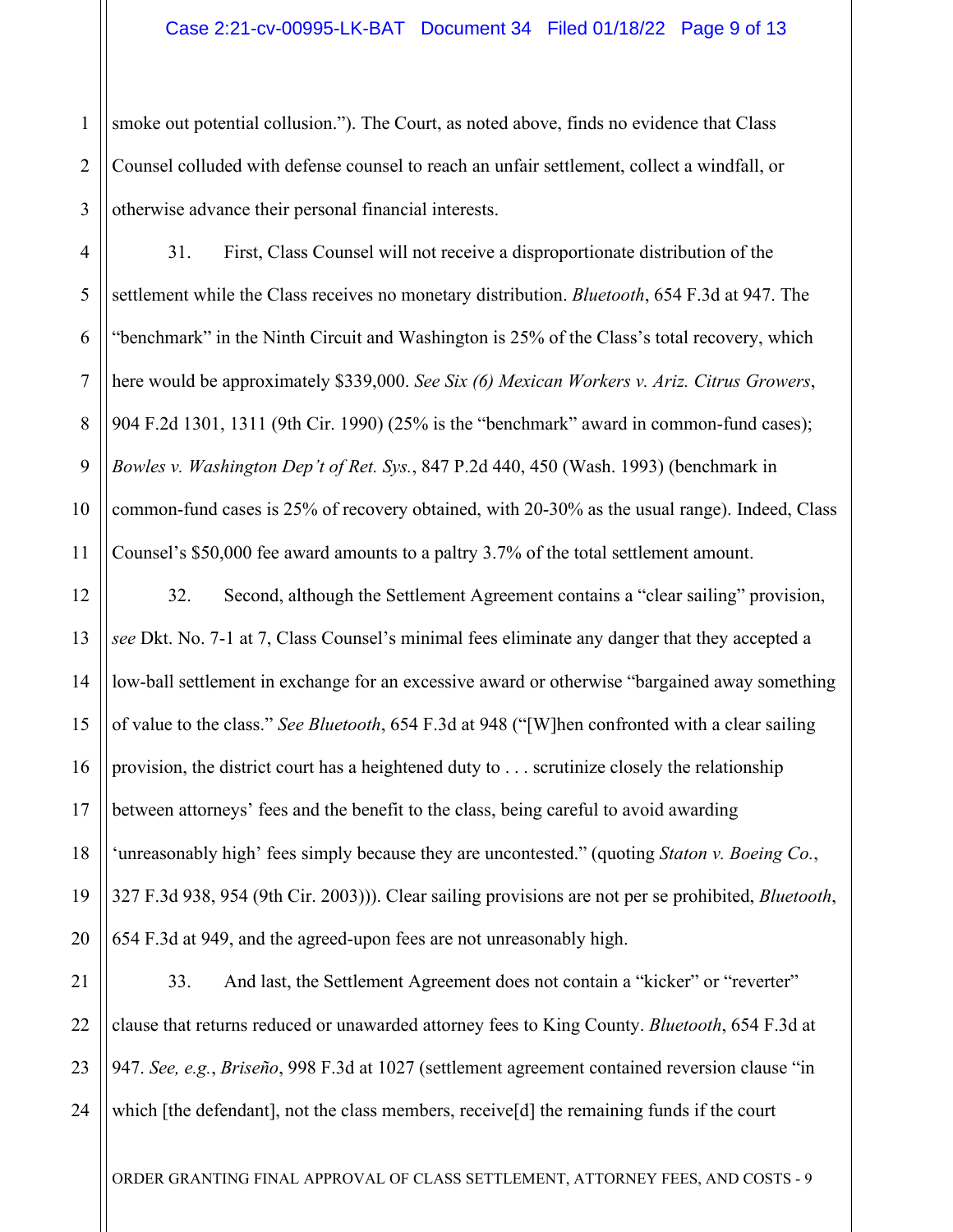smoke out potential collusion."). The Court, as noted above, finds no evidence that Class Counsel colluded with defense counsel to reach an unfair settlement, collect a windfall, or otherwise advance their personal financial interests.

31. First, Class Counsel will not receive a disproportionate distribution of the settlement while the Class receives no monetary distribution. *Bluetooth*, 654 F.3d at 947. The "benchmark" in the Ninth Circuit and Washington is 25% of the Class's total recovery, which here would be approximately $339,000. *See Six (6) Mexican Workers v. Ariz. Citrus Growers*, 904 F.2d 1301, 1311 (9th Cir. 1990) (25% is the "benchmark" award in common-fund cases); *Bowles v. Washington Dep't of Ret. Sys.*, 847 P.2d 440, 450 (Wash. 1993) (benchmark in common-fund cases is 25% of recovery obtained, with 20-30% as the usual range). Indeed, Class Counsel's $50,000 fee award amounts to a paltry 3.7% of the total settlement amount.

32. Second, although the Settlement Agreement contains a "clear sailing" provision, *see* Dkt. No. 7-1 at 7, Class Counsel's minimal fees eliminate any danger that they accepted a low-ball settlement in exchange for an excessive award or otherwise "bargained away something of value to the class." *See Bluetooth*, 654 F.3d at 948 ("[W]hen confronted with a clear sailing provision, the district court has a heightened duty to . . . scrutinize closely the relationship between attorneys' fees and the benefit to the class, being careful to avoid awarding 'unreasonably high' fees simply because they are uncontested." (quoting *Staton v. Boeing Co.*, 327 F.3d 938, 954 (9th Cir. 2003))). Clear sailing provisions are not per se prohibited, *Bluetooth*, 654 F.3d at 949, and the agreed-upon fees are not unreasonably high.

33. And last, the Settlement Agreement does not contain a "kicker" or "reverter" clause that returns reduced or unawarded attorney fees to King County. *Bluetooth*, 654 F.3d at 947. *See, e.g.*, *Briseño*, 998 F.3d at 1027 (settlement agreement contained reversion clause "in which [the defendant], not the class members, receive[d] the remaining funds if the court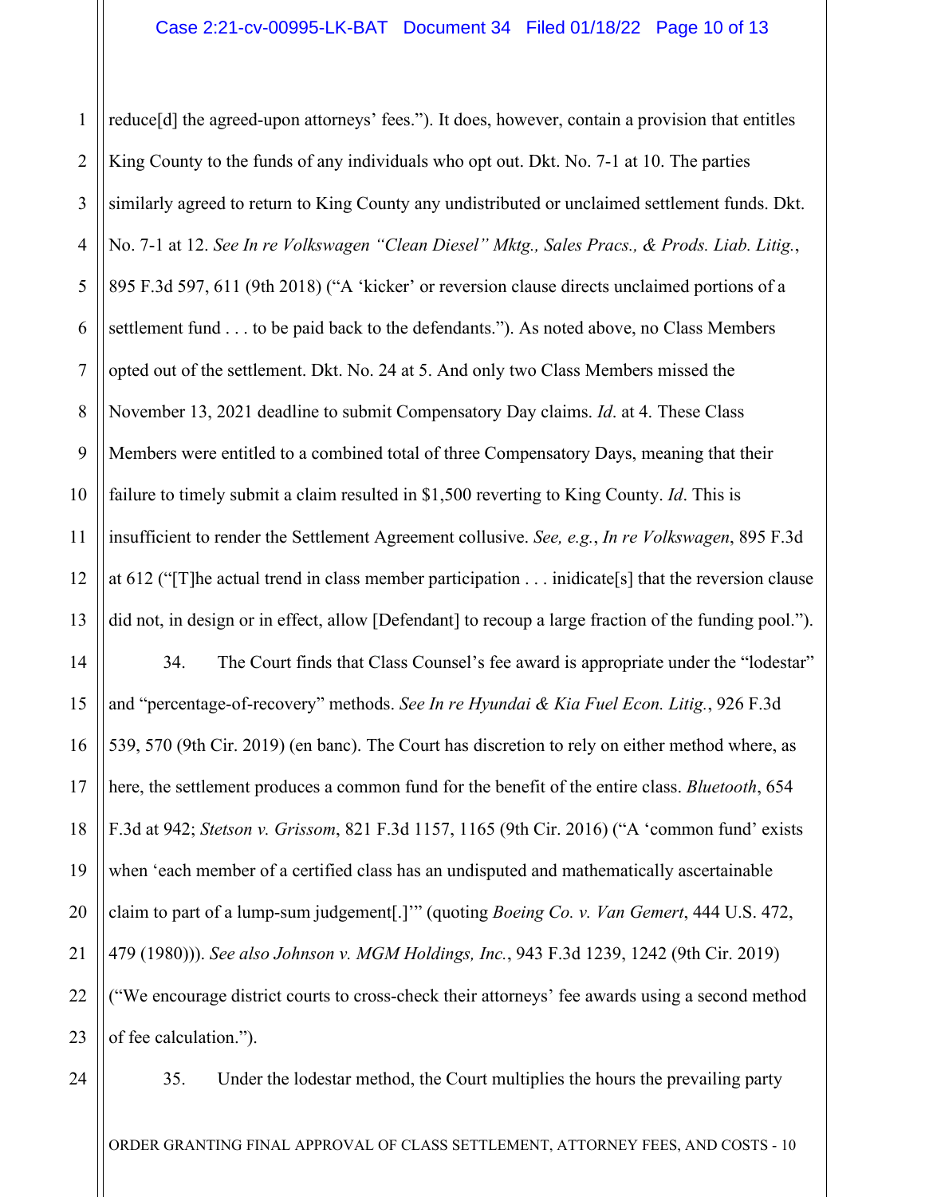reduce[d] the agreed-upon attorneys' fees."). It does, however, contain a provision that entitles King County to the funds of any individuals who opt out. Dkt. No. 7-1 at 10. The parties similarly agreed to return to King County any undistributed or unclaimed settlement funds. Dkt. No. 7-1 at 12. *See In re Volkswagen "Clean Diesel" Mktg., Sales Pracs., & Prods. Liab. Litig.*, 895 F.3d 597, 611 (9th 2018) ("A 'kicker' or reversion clause directs unclaimed portions of a settlement fund . . . to be paid back to the defendants."). As noted above, no Class Members opted out of the settlement. Dkt. No. 24 at 5. And only two Class Members missed the November 13, 2021 deadline to submit Compensatory Day claims. *Id*. at 4. These Class Members were entitled to a combined total of three Compensatory Days, meaning that their failure to timely submit a claim resulted in $1,500 reverting to King County. *Id*. This is insufficient to render the Settlement Agreement collusive. *See, e.g.*, *In re Volkswagen*, 895 F.3d at 612 ("[T]he actual trend in class member participation . . . inidicate[s] that the reversion clause did not, in design or in effect, allow [Defendant] to recoup a large fraction of the funding pool.").

34. The Court finds that Class Counsel's fee award is appropriate under the "lodestar" and "percentage-of-recovery" methods. *See In re Hyundai & Kia Fuel Econ. Litig.*, 926 F.3d 539, 570 (9th Cir. 2019) (en banc). The Court has discretion to rely on either method where, as here, the settlement produces a common fund for the benefit of the entire class. *Bluetooth*, 654 F.3d at 942; *Stetson v. Grissom*, 821 F.3d 1157, 1165 (9th Cir. 2016) ("A 'common fund' exists when 'each member of a certified class has an undisputed and mathematically ascertainable claim to part of a lump-sum judgement[.]'" (quoting *Boeing Co. v. Van Gemert*, 444 U.S. 472, 479 (1980))). *See also Johnson v. MGM Holdings, Inc.*, 943 F.3d 1239, 1242 (9th Cir. 2019) ("We encourage district courts to cross-check their attorneys' fee awards using a second method of fee calculation.").

35. Under the lodestar method, the Court multiplies the hours the prevailing party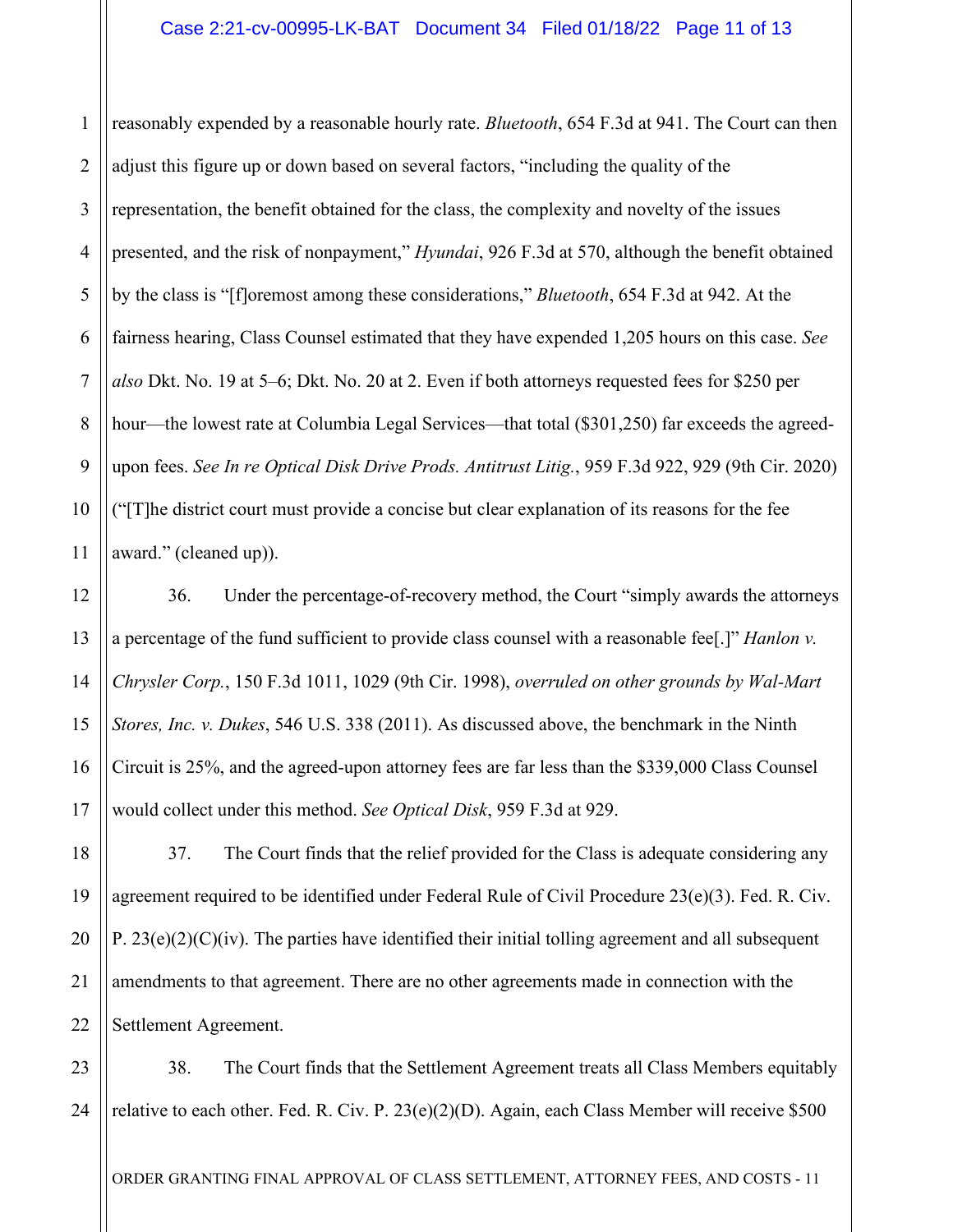reasonably expended by a reasonable hourly rate. *Bluetooth*, 654 F.3d at 941. The Court can then adjust this figure up or down based on several factors, "including the quality of the representation, the benefit obtained for the class, the complexity and novelty of the issues presented, and the risk of nonpayment," *Hyundai*, 926 F.3d at 570, although the benefit obtained by the class is "[f]oremost among these considerations," *Bluetooth*, 654 F.3d at 942. At the fairness hearing, Class Counsel estimated that they have expended 1,205 hours on this case. *See also* Dkt. No. 19 at 5–6; Dkt. No. 20 at 2. Even if both attorneys requested fees for $250 per hour—the lowest rate at Columbia Legal Services—that total ($301,250) far exceeds the agreed-upon fees. *See In re Optical Disk Drive Prods. Antitrust Litig.*, 959 F.3d 922, 929 (9th Cir. 2020) ("[T]he district court must provide a concise but clear explanation of its reasons for the fee award." (cleaned up)).

36. Under the percentage-of-recovery method, the Court "simply awards the attorneys a percentage of the fund sufficient to provide class counsel with a reasonable fee[.]" *Hanlon v. Chrysler Corp.*, 150 F.3d 1011, 1029 (9th Cir. 1998), *overruled on other grounds by Wal-Mart Stores, Inc. v. Dukes*, 546 U.S. 338 (2011). As discussed above, the benchmark in the Ninth Circuit is 25%, and the agreed-upon attorney fees are far less than the $339,000 Class Counsel would collect under this method. *See Optical Disk*, 959 F.3d at 929.

37. The Court finds that the relief provided for the Class is adequate considering any agreement required to be identified under Federal Rule of Civil Procedure 23(e)(3). Fed. R. Civ. P. 23(e)(2)(C)(iv). The parties have identified their initial tolling agreement and all subsequent amendments to that agreement. There are no other agreements made in connection with the Settlement Agreement.

38. The Court finds that the Settlement Agreement treats all Class Members equitably relative to each other. Fed. R. Civ. P. 23(e)(2)(D). Again, each Class Member will receive $500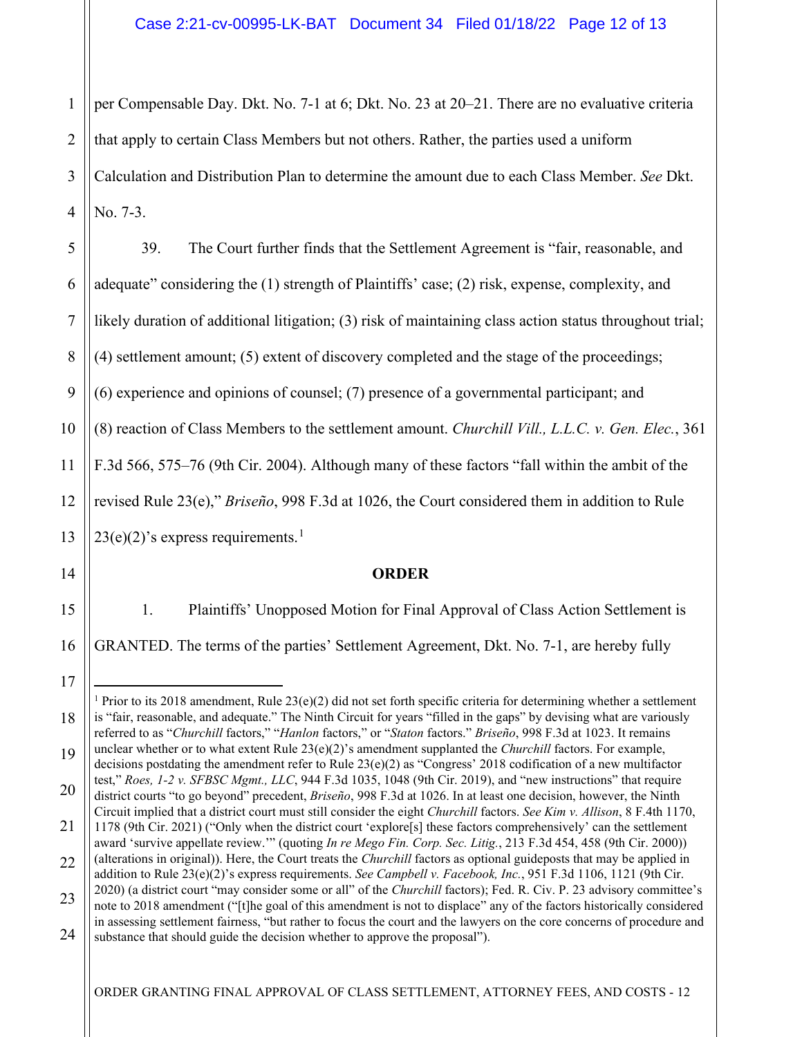per Compensable Day. Dkt. No. 7-1 at 6; Dkt. No. 23 at 20–21. There are no evaluative criteria that apply to certain Class Members but not others. Rather, the parties used a uniform Calculation and Distribution Plan to determine the amount due to each Class Member. *See* Dkt. No. 7-3.

39. The Court further finds that the Settlement Agreement is "fair, reasonable, and adequate" considering the (1) strength of Plaintiffs' case; (2) risk, expense, complexity, and likely duration of additional litigation; (3) risk of maintaining class action status throughout trial; (4) settlement amount; (5) extent of discovery completed and the stage of the proceedings; (6) experience and opinions of counsel; (7) presence of a governmental participant; and (8) reaction of Class Members to the settlement amount. *Churchill Vill., L.L.C. v. Gen. Elec.*, 361 F.3d 566, 575–76 (9th Cir. 2004). Although many of these factors "fall within the ambit of the revised Rule 23(e)," *Briseño*, 998 F.3d at 1026, the Court considered them in addition to Rule 23(e)(2)'s express requirements.[1]

**ORDER**

1. Plaintiffs' Unopposed Motion for Final Approval of Class Action Settlement is GRANTED. The terms of the parties' Settlement Agreement, Dkt. No. 7-1, are hereby fully

---

[1] Prior to its 2018 amendment, Rule 23(e)(2) did not set forth specific criteria for determining whether a settlement is "fair, reasonable, and adequate." The Ninth Circuit for years "filled in the gaps" by devising what are variously referred to as "*Churchill* factors," "*Hanlon* factors," or "*Staton* factors." *Briseño*, 998 F.3d at 1023. It remains unclear whether or to what extent Rule 23(e)(2)'s amendment supplanted the *Churchill* factors. For example, decisions postdating the amendment refer to Rule 23(e)(2) as "Congress' 2018 codification of a new multifactor test," *Roes, 1-2 v. SFBSC Mgmt., LLC*, 944 F.3d 1035, 1048 (9th Cir. 2019), and "new instructions" that require district courts "to go beyond" precedent, *Briseño*, 998 F.3d at 1026. In at least one decision, however, the Ninth Circuit implied that a district court must still consider the eight *Churchill* factors. *See Kim v. Allison*, 8 F.4th 1170, 1178 (9th Cir. 2021) ("Only when the district court 'explore[s] these factors comprehensively' can the settlement award 'survive appellate review.'" (quoting *In re Mego Fin. Corp. Sec. Litig.*, 213 F.3d 454, 458 (9th Cir. 2000)) (alterations in original)). Here, the Court treats the *Churchill* factors as optional guideposts that may be applied in addition to Rule 23(e)(2)'s express requirements. *See Campbell v. Facebook, Inc.*, 951 F.3d 1106, 1121 (9th Cir. 2020) (a district court "may consider some or all" of the *Churchill* factors); Fed. R. Civ. P. 23 advisory committee's note to 2018 amendment ("[t]he goal of this amendment is not to displace" any of the factors historically considered in assessing settlement fairness, "but rather to focus the court and the lawyers on the core concerns of procedure and substance that should guide the decision whether to approve the proposal").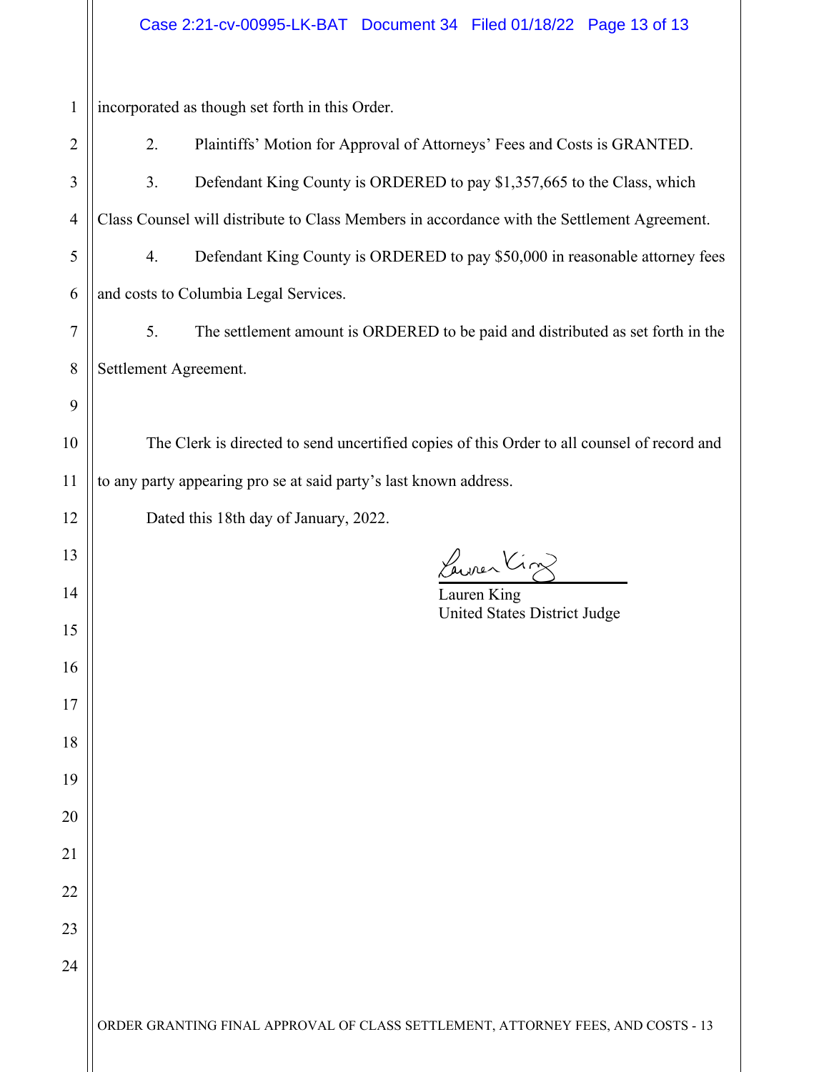incorporated as though set forth in this Order.

2. Plaintiffs' Motion for Approval of Attorneys' Fees and Costs is GRANTED.

3. Defendant King County is ORDERED to pay $1,357,665 to the Class, which Class Counsel will distribute to Class Members in accordance with the Settlement Agreement.

4. Defendant King County is ORDERED to pay $50,000 in reasonable attorney fees and costs to Columbia Legal Services.

5. The settlement amount is ORDERED to be paid and distributed as set forth in the Settlement Agreement.

The Clerk is directed to send uncertified copies of this Order to all counsel of record and to any party appearing pro se at said party's last known address.

Dated this 18th day of January, 2022.

Lauren King
United States District Judge